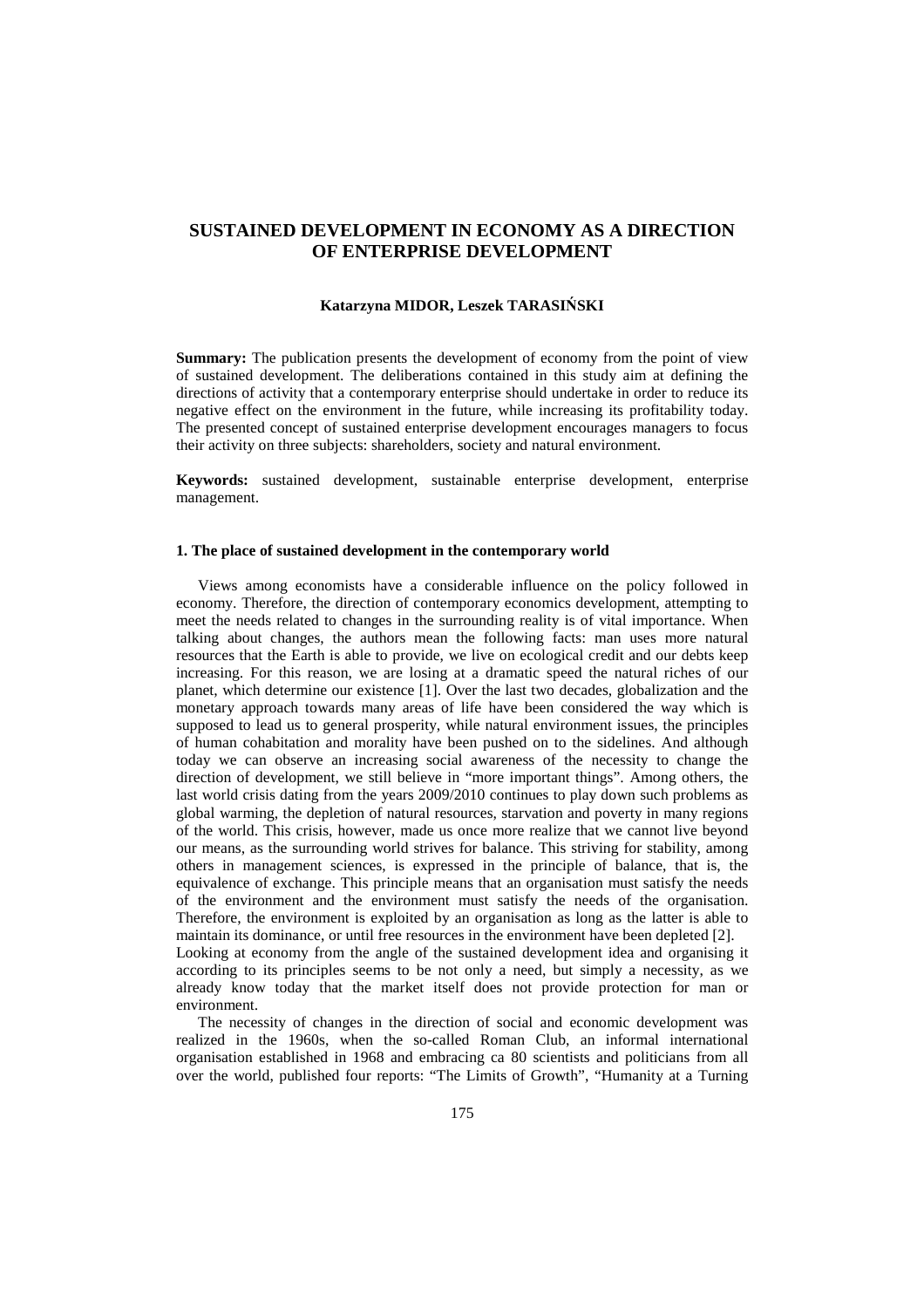# SUSTAINED DEVELOPMENT IN ECONOMY AS A DIRECTION OF ENTERPRISE DEVELOPMENT

**Katarzyna MIDOR, Leszek TARASIŃSKI**

**Summary:** The publication presents the development of economy from the point of view of sustained development. The deliberations contained in this study aim at defining the directions of activity that a contemporary enterprise should undertake in order to reduce its negative effect on the environment in the future, while increasing its profitability today. The presented concept of sustained enterprise development encourages managers to focus their activity on three subjects: shareholders, society and natural environment.

**Keywords:** sustained development, sustainable enterprise development, enterprise management.

## 1. The place of sustained development in the contemporary world

Views among economists have a considerable influence on the policy followed in economy. Therefore, the direction of contemporary economics development, attempting to meet the needs related to changes in the surrounding reality is of vital importance. When talking about changes, the authors mean the following facts: man uses more natural resources that the Earth is able to provide, we live on ecological credit and our debts keep increasing. For this reason, we are losing at a dramatic speed the natural riches of our planet, which determine our existence [1]. Over the last two decades, globalization and the monetary approach towards many areas of life have been considered the way which is supposed to lead us to general prosperity, while natural environment issues, the principles of human cohabitation and morality have been pushed on to the sidelines. And although today we can observe an increasing social awareness of the necessity to change the direction of development, we still believe in "more important things". Among others, the last world crisis dating from the years 2009/2010 continues to play down such problems as global warming, the depletion of natural resources, starvation and poverty in many regions of the world. This crisis, however, made us once more realize that we cannot live beyond our means, as the surrounding world strives for balance. This striving for stability, among others in management sciences, is expressed in the principle of balance, that is, the equivalence of exchange. This principle means that an organisation must satisfy the needs of the environment and the environment must satisfy the needs of the organisation. Therefore, the environment is exploited by an organisation as long as the latter is able to maintain its dominance, or until free resources in the environment have been depleted [2].

Looking at economy from the angle of the sustained development idea and organising it according to its principles seems to be not only a need, but simply a necessity, as we already know today that the market itself does not provide protection for man or environment.

The necessity of changes in the direction of social and economic development was realized in the 1960s, when the so-called Roman Club, an informal international organisation established in 1968 and embracing ca 80 scientists and politicians from all over the world, published four reports: "The Limits of Growth", "Humanity at a Turning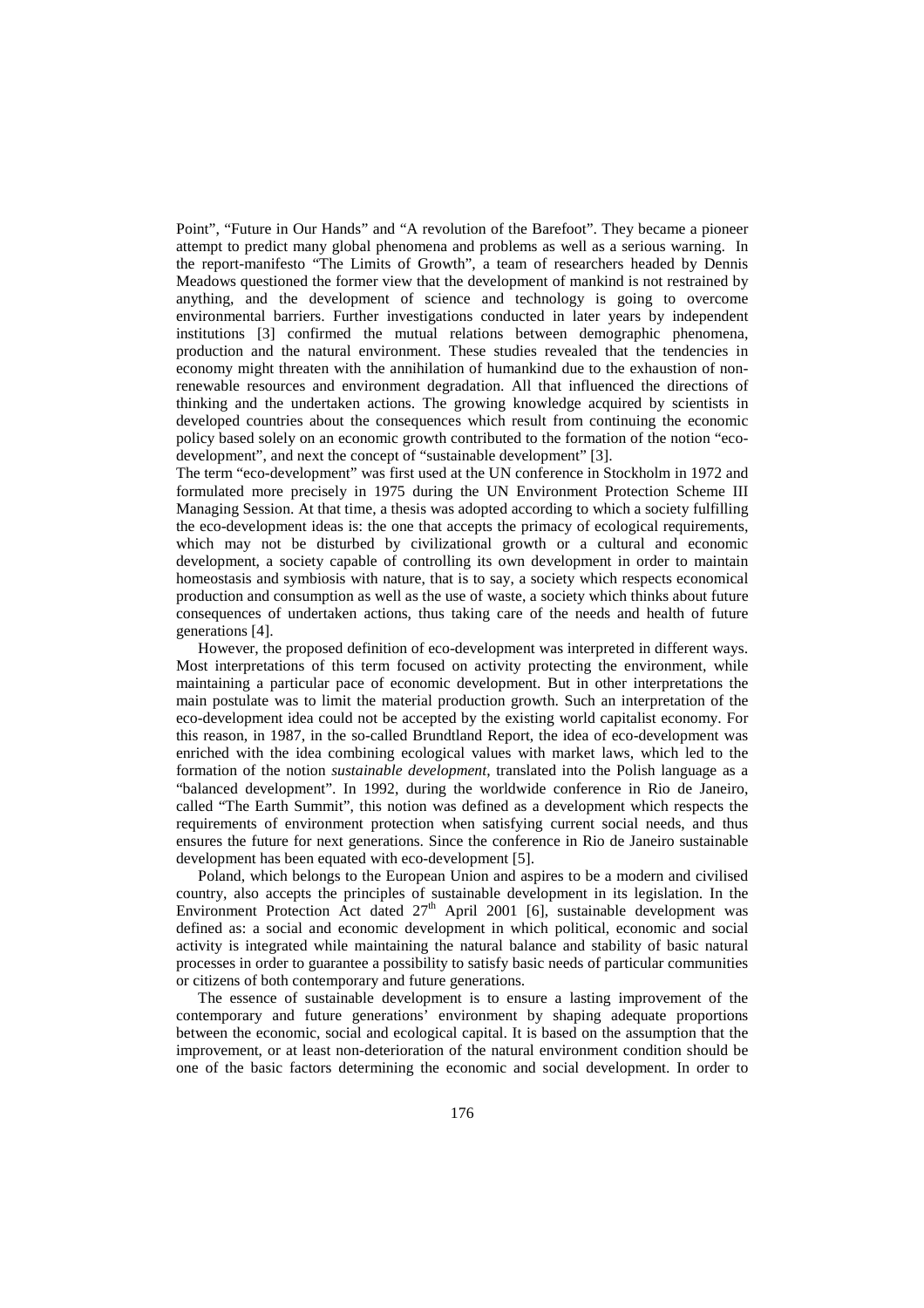Point", "Future in Our Hands" and "A revolution of the Barefoot". They became a pioneer attempt to predict many global phenomena and problems as well as a serious warning. In the report-manifesto "The Limits of Growth", a team of researchers headed by Dennis Meadows questioned the former view that the development of mankind is not restrained by anything, and the development of science and technology is going to overcome environmental barriers. Further investigations conducted in later years by independent institutions [3] confirmed the mutual relations between demographic phenomena, production and the natural environment. These studies revealed that the tendencies in economy might threaten with the annihilation of humankind due to the exhaustion of non-renewable resources and environment degradation. All that influenced the directions of thinking and the undertaken actions. The growing knowledge acquired by scientists in developed countries about the consequences which result from continuing the economic policy based solely on an economic growth contributed to the formation of the notion "eco-development", and next the concept of "sustainable development" [3].

The term "eco-development" was first used at the UN conference in Stockholm in 1972 and formulated more precisely in 1975 during the UN Environment Protection Scheme III Managing Session. At that time, a thesis was adopted according to which a society fulfilling the eco-development ideas is: the one that accepts the primacy of ecological requirements, which may not be disturbed by civilizational growth or a cultural and economic development, a society capable of controlling its own development in order to maintain homeostasis and symbiosis with nature, that is to say, a society which respects economical production and consumption as well as the use of waste, a society which thinks about future consequences of undertaken actions, thus taking care of the needs and health of future generations [4].

However, the proposed definition of eco-development was interpreted in different ways. Most interpretations of this term focused on activity protecting the environment, while maintaining a particular pace of economic development. But in other interpretations the main postulate was to limit the material production growth. Such an interpretation of the eco-development idea could not be accepted by the existing world capitalist economy. For this reason, in 1987, in the so-called Brundtland Report, the idea of eco-development was enriched with the idea combining ecological values with market laws, which led to the formation of the notion *sustainable development*, translated into the Polish language as a "balanced development". In 1992, during the worldwide conference in Rio de Janeiro, called "The Earth Summit", this notion was defined as a development which respects the requirements of environment protection when satisfying current social needs, and thus ensures the future for next generations. Since the conference in Rio de Janeiro sustainable development has been equated with eco-development [5].

Poland, which belongs to the European Union and aspires to be a modern and civilised country, also accepts the principles of sustainable development in its legislation. In the Environment Protection Act dated 27th April 2001 [6], sustainable development was defined as: a social and economic development in which political, economic and social activity is integrated while maintaining the natural balance and stability of basic natural processes in order to guarantee a possibility to satisfy basic needs of particular communities or citizens of both contemporary and future generations.

The essence of sustainable development is to ensure a lasting improvement of the contemporary and future generations' environment by shaping adequate proportions between the economic, social and ecological capital. It is based on the assumption that the improvement, or at least non-deterioration of the natural environment condition should be one of the basic factors determining the economic and social development. In order to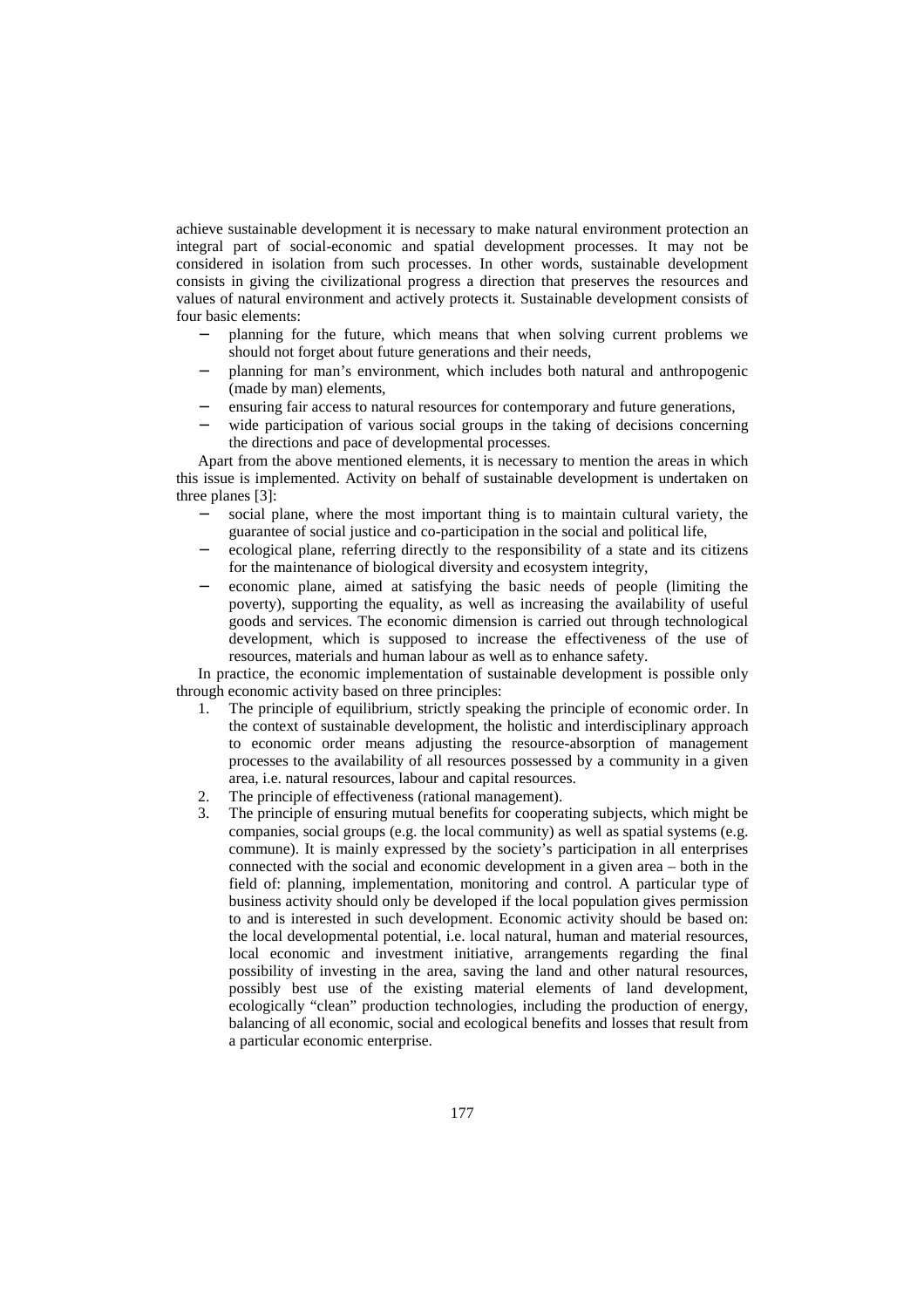achieve sustainable development it is necessary to make natural environment protection an integral part of social-economic and spatial development processes. It may not be considered in isolation from such processes. In other words, sustainable development consists in giving the civilizational progress a direction that preserves the resources and values of natural environment and actively protects it. Sustainable development consists of four basic elements:

- planning for the future, which means that when solving current problems we should not forget about future generations and their needs,
- planning for man's environment, which includes both natural and anthropogenic (made by man) elements,
- ensuring fair access to natural resources for contemporary and future generations,
- wide participation of various social groups in the taking of decisions concerning the directions and pace of developmental processes.

Apart from the above mentioned elements, it is necessary to mention the areas in which this issue is implemented. Activity on behalf of sustainable development is undertaken on three planes [3]:

- social plane, where the most important thing is to maintain cultural variety, the guarantee of social justice and co-participation in the social and political life,
- ecological plane, referring directly to the responsibility of a state and its citizens for the maintenance of biological diversity and ecosystem integrity,
- economic plane, aimed at satisfying the basic needs of people (limiting the poverty), supporting the equality, as well as increasing the availability of useful goods and services. The economic dimension is carried out through technological development, which is supposed to increase the effectiveness of the use of resources, materials and human labour as well as to enhance safety.

In practice, the economic implementation of sustainable development is possible only through economic activity based on three principles:

1. The principle of equilibrium, strictly speaking the principle of economic order. In the context of sustainable development, the holistic and interdisciplinary approach to economic order means adjusting the resource-absorption of management processes to the availability of all resources possessed by a community in a given area, i.e. natural resources, labour and capital resources.
2. The principle of effectiveness (rational management).
3. The principle of ensuring mutual benefits for cooperating subjects, which might be companies, social groups (e.g. the local community) as well as spatial systems (e.g. commune). It is mainly expressed by the society's participation in all enterprises connected with the social and economic development in a given area – both in the field of: planning, implementation, monitoring and control. A particular type of business activity should only be developed if the local population gives permission to and is interested in such development. Economic activity should be based on: the local developmental potential, i.e. local natural, human and material resources, local economic and investment initiative, arrangements regarding the final possibility of investing in the area, saving the land and other natural resources, possibly best use of the existing material elements of land development, ecologically "clean" production technologies, including the production of energy, balancing of all economic, social and ecological benefits and losses that result from a particular economic enterprise.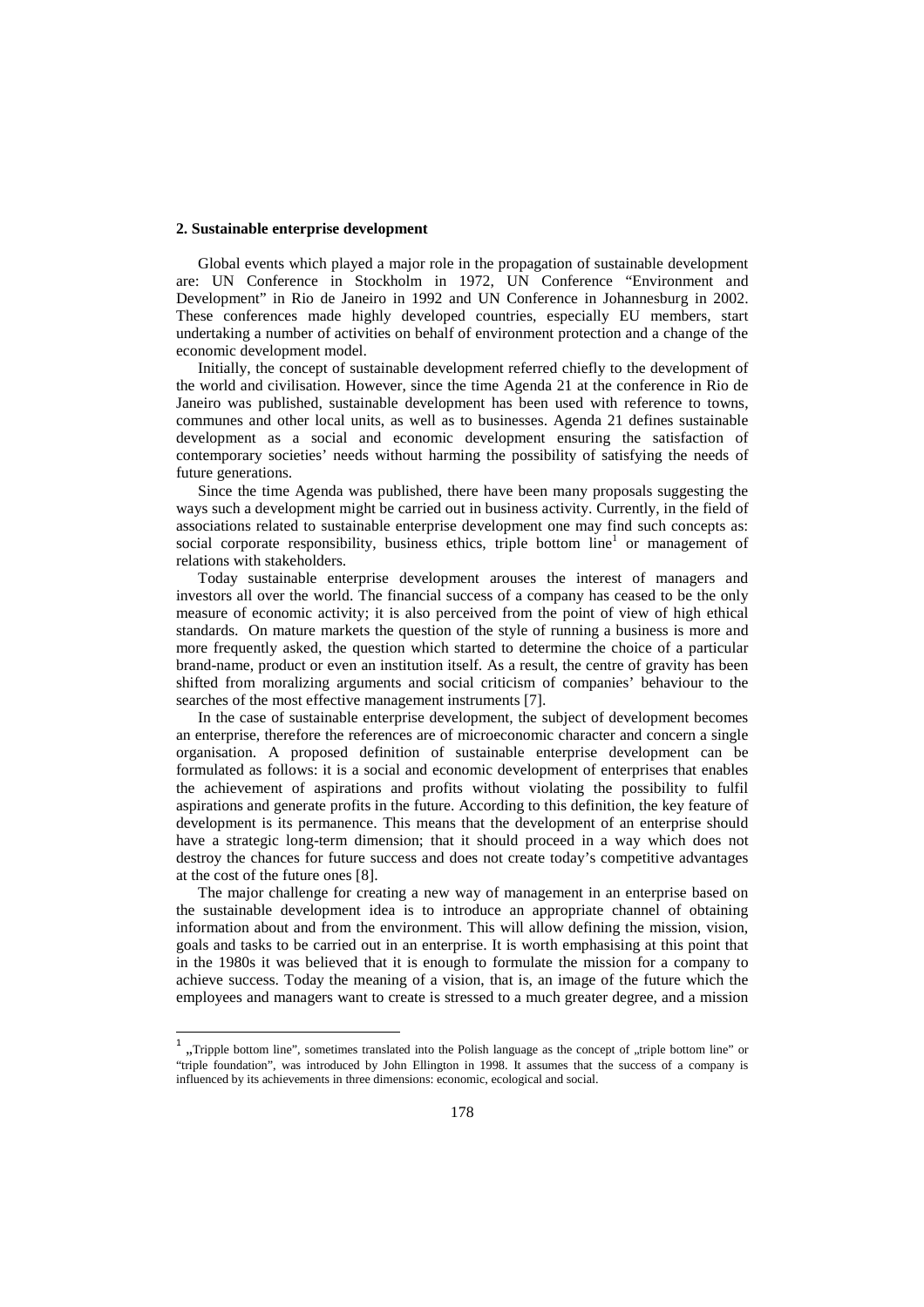## 2. Sustainable enterprise development

Global events which played a major role in the propagation of sustainable development are: UN Conference in Stockholm in 1972, UN Conference "Environment and Development" in Rio de Janeiro in 1992 and UN Conference in Johannesburg in 2002. These conferences made highly developed countries, especially EU members, start undertaking a number of activities on behalf of environment protection and a change of the economic development model.

Initially, the concept of sustainable development referred chiefly to the development of the world and civilisation. However, since the time Agenda 21 at the conference in Rio de Janeiro was published, sustainable development has been used with reference to towns, communes and other local units, as well as to businesses. Agenda 21 defines sustainable development as a social and economic development ensuring the satisfaction of contemporary societies' needs without harming the possibility of satisfying the needs of future generations.

Since the time Agenda was published, there have been many proposals suggesting the ways such a development might be carried out in business activity. Currently, in the field of associations related to sustainable enterprise development one may find such concepts as: social corporate responsibility, business ethics, triple bottom line[1] or management of relations with stakeholders.

Today sustainable enterprise development arouses the interest of managers and investors all over the world. The financial success of a company has ceased to be the only measure of economic activity; it is also perceived from the point of view of high ethical standards. On mature markets the question of the style of running a business is more and more frequently asked, the question which started to determine the choice of a particular brand-name, product or even an institution itself. As a result, the centre of gravity has been shifted from moralizing arguments and social criticism of companies' behaviour to the searches of the most effective management instruments [7].

In the case of sustainable enterprise development, the subject of development becomes an enterprise, therefore the references are of microeconomic character and concern a single organisation. A proposed definition of sustainable enterprise development can be formulated as follows: it is a social and economic development of enterprises that enables the achievement of aspirations and profits without violating the possibility to fulfil aspirations and generate profits in the future. According to this definition, the key feature of development is its permanence. This means that the development of an enterprise should have a strategic long-term dimension; that it should proceed in a way which does not destroy the chances for future success and does not create today's competitive advantages at the cost of the future ones [8].

The major challenge for creating a new way of management in an enterprise based on the sustainable development idea is to introduce an appropriate channel of obtaining information about and from the environment. This will allow defining the mission, vision, goals and tasks to be carried out in an enterprise. It is worth emphasising at this point that in the 1980s it was believed that it is enough to formulate the mission for a company to achieve success. Today the meaning of a vision, that is, an image of the future which the employees and managers want to create is stressed to a much greater degree, and a mission

---

[1] „Tripple bottom line", sometimes translated into the Polish language as the concept of „triple bottom line" or "triple foundation", was introduced by John Ellington in 1998. It assumes that the success of a company is influenced by its achievements in three dimensions: economic, ecological and social.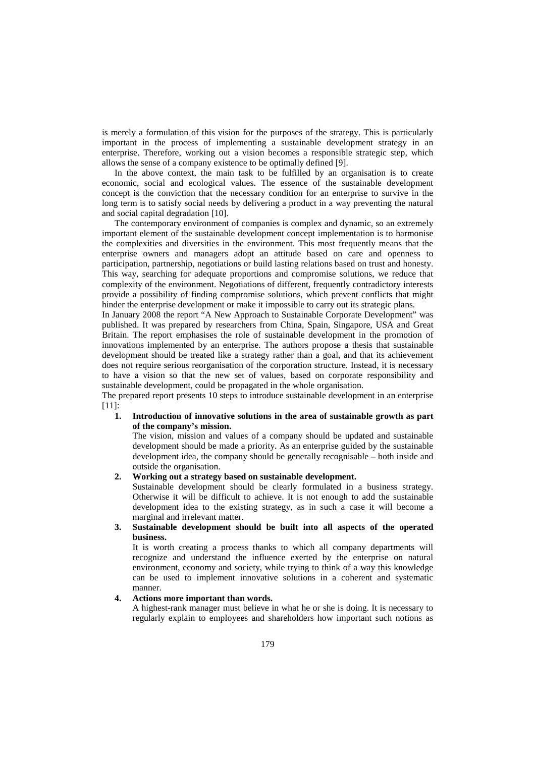is merely a formulation of this vision for the purposes of the strategy. This is particularly important in the process of implementing a sustainable development strategy in an enterprise. Therefore, working out a vision becomes a responsible strategic step, which allows the sense of a company existence to be optimally defined [9].

In the above context, the main task to be fulfilled by an organisation is to create economic, social and ecological values. The essence of the sustainable development concept is the conviction that the necessary condition for an enterprise to survive in the long term is to satisfy social needs by delivering a product in a way preventing the natural and social capital degradation [10].

The contemporary environment of companies is complex and dynamic, so an extremely important element of the sustainable development concept implementation is to harmonise the complexities and diversities in the environment. This most frequently means that the enterprise owners and managers adopt an attitude based on care and openness to participation, partnership, negotiations or build lasting relations based on trust and honesty. This way, searching for adequate proportions and compromise solutions, we reduce that complexity of the environment. Negotiations of different, frequently contradictory interests provide a possibility of finding compromise solutions, which prevent conflicts that might hinder the enterprise development or make it impossible to carry out its strategic plans.

In January 2008 the report "A New Approach to Sustainable Corporate Development" was published. It was prepared by researchers from China, Spain, Singapore, USA and Great Britain. The report emphasises the role of sustainable development in the promotion of innovations implemented by an enterprise. The authors propose a thesis that sustainable development should be treated like a strategy rather than a goal, and that its achievement does not require serious reorganisation of the corporation structure. Instead, it is necessary to have a vision so that the new set of values, based on corporate responsibility and sustainable development, could be propagated in the whole organisation.

The prepared report presents 10 steps to introduce sustainable development in an enterprise [11]:

1. **Introduction of innovative solutions in the area of sustainable growth as part of the company's mission.**
   The vision, mission and values of a company should be updated and sustainable development should be made a priority. As an enterprise guided by the sustainable development idea, the company should be generally recognisable – both inside and outside the organisation.
2. **Working out a strategy based on sustainable development.**
   Sustainable development should be clearly formulated in a business strategy. Otherwise it will be difficult to achieve. It is not enough to add the sustainable development idea to the existing strategy, as in such a case it will become a marginal and irrelevant matter.
3. **Sustainable development should be built into all aspects of the operated business.**
   It is worth creating a process thanks to which all company departments will recognize and understand the influence exerted by the enterprise on natural environment, economy and society, while trying to think of a way this knowledge can be used to implement innovative solutions in a coherent and systematic manner.
4. **Actions more important than words.**
   A highest-rank manager must believe in what he or she is doing. It is necessary to regularly explain to employees and shareholders how important such notions as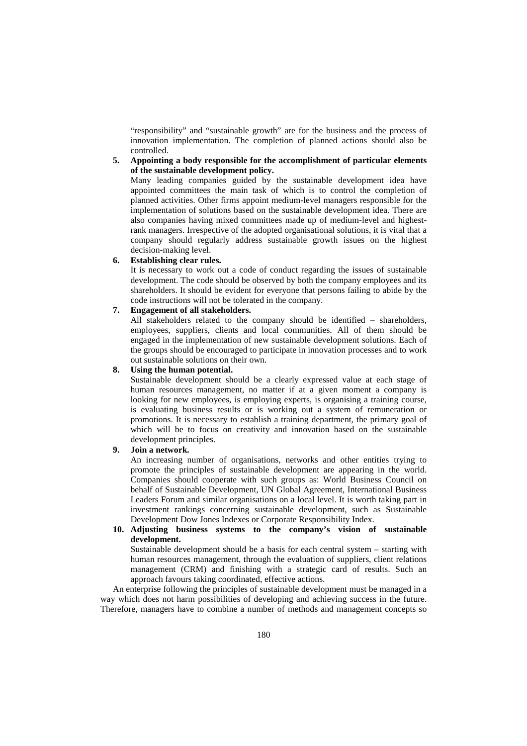"responsibility" and "sustainable growth" are for the business and the process of innovation implementation. The completion of planned actions should also be controlled.

5. **Appointing a body responsible for the accomplishment of particular elements of the sustainable development policy.**
   Many leading companies guided by the sustainable development idea have appointed committees the main task of which is to control the completion of planned activities. Other firms appoint medium-level managers responsible for the implementation of solutions based on the sustainable development idea. There are also companies having mixed committees made up of medium-level and highest-rank managers. Irrespective of the adopted organisational solutions, it is vital that a company should regularly address sustainable growth issues on the highest decision-making level.

6. **Establishing clear rules.**
   It is necessary to work out a code of conduct regarding the issues of sustainable development. The code should be observed by both the company employees and its shareholders. It should be evident for everyone that persons failing to abide by the code instructions will not be tolerated in the company.

7. **Engagement of all stakeholders.**
   All stakeholders related to the company should be identified – shareholders, employees, suppliers, clients and local communities. All of them should be engaged in the implementation of new sustainable development solutions. Each of the groups should be encouraged to participate in innovation processes and to work out sustainable solutions on their own.

8. **Using the human potential.**
   Sustainable development should be a clearly expressed value at each stage of human resources management, no matter if at a given moment a company is looking for new employees, is employing experts, is organising a training course, is evaluating business results or is working out a system of remuneration or promotions. It is necessary to establish a training department, the primary goal of which will be to focus on creativity and innovation based on the sustainable development principles.

9. **Join a network.**
   An increasing number of organisations, networks and other entities trying to promote the principles of sustainable development are appearing in the world. Companies should cooperate with such groups as: World Business Council on behalf of Sustainable Development, UN Global Agreement, International Business Leaders Forum and similar organisations on a local level. It is worth taking part in investment rankings concerning sustainable development, such as Sustainable Development Dow Jones Indexes or Corporate Responsibility Index.

10. **Adjusting business systems to the company's vision of sustainable development.**
    Sustainable development should be a basis for each central system – starting with human resources management, through the evaluation of suppliers, client relations management (CRM) and finishing with a strategic card of results. Such an approach favours taking coordinated, effective actions.

An enterprise following the principles of sustainable development must be managed in a way which does not harm possibilities of developing and achieving success in the future. Therefore, managers have to combine a number of methods and management concepts so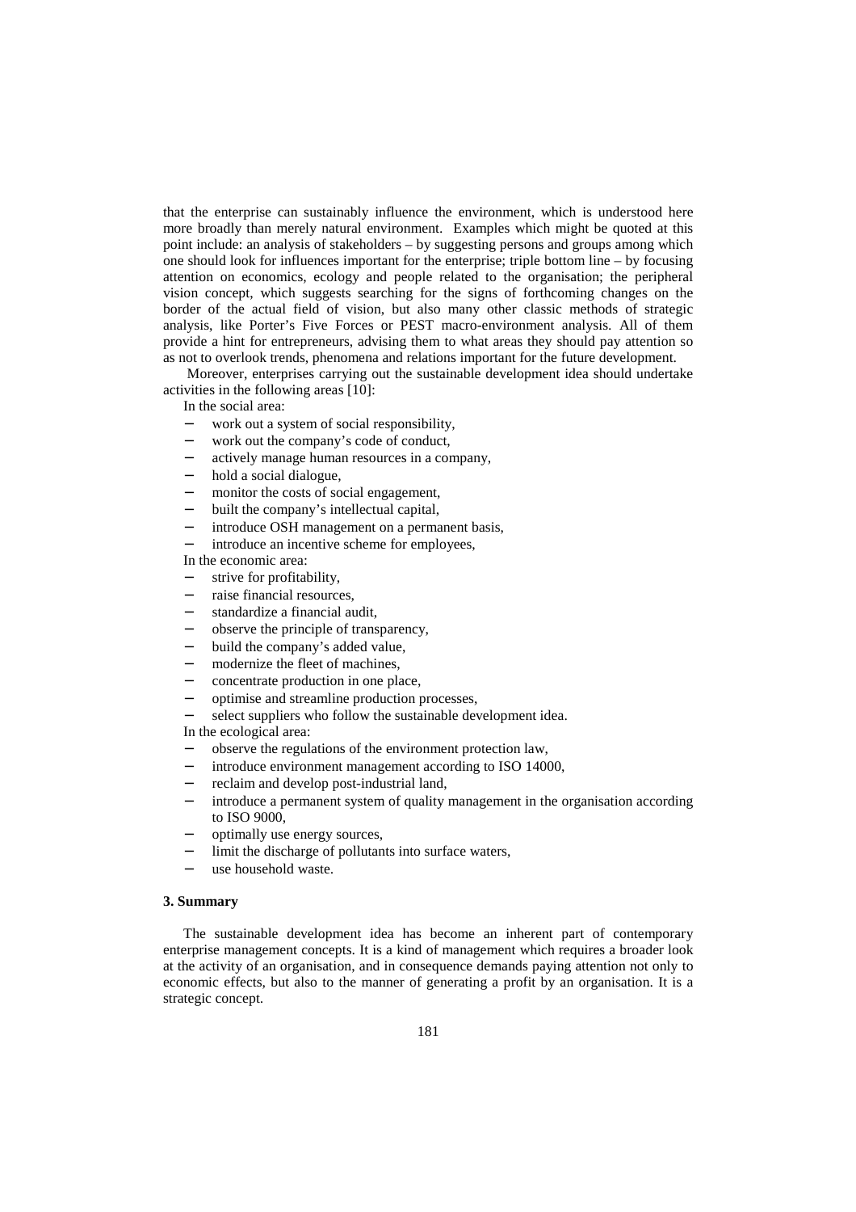that the enterprise can sustainably influence the environment, which is understood here more broadly than merely natural environment. Examples which might be quoted at this point include: an analysis of stakeholders – by suggesting persons and groups among which one should look for influences important for the enterprise; triple bottom line – by focusing attention on economics, ecology and people related to the organisation; the peripheral vision concept, which suggests searching for the signs of forthcoming changes on the border of the actual field of vision, but also many other classic methods of strategic analysis, like Porter's Five Forces or PEST macro-environment analysis. All of them provide a hint for entrepreneurs, advising them to what areas they should pay attention so as not to overlook trends, phenomena and relations important for the future development.

Moreover, enterprises carrying out the sustainable development idea should undertake activities in the following areas [10]:

In the social area:

- work out a system of social responsibility,
- work out the company's code of conduct,
- actively manage human resources in a company,
- hold a social dialogue,
- monitor the costs of social engagement,
- built the company's intellectual capital,
- introduce OSH management on a permanent basis,
- introduce an incentive scheme for employees,

In the economic area:

- strive for profitability,
- raise financial resources,
- standardize a financial audit,
- observe the principle of transparency,
- build the company's added value,
- modernize the fleet of machines,
- concentrate production in one place,
- optimise and streamline production processes,
- select suppliers who follow the sustainable development idea.

In the ecological area:

- observe the regulations of the environment protection law,
- introduce environment management according to ISO 14000,
- reclaim and develop post-industrial land,
- introduce a permanent system of quality management in the organisation according to ISO 9000,
- optimally use energy sources,
- limit the discharge of pollutants into surface waters,
- use household waste.

## 3. Summary

The sustainable development idea has become an inherent part of contemporary enterprise management concepts. It is a kind of management which requires a broader look at the activity of an organisation, and in consequence demands paying attention not only to economic effects, but also to the manner of generating a profit by an organisation. It is a strategic concept.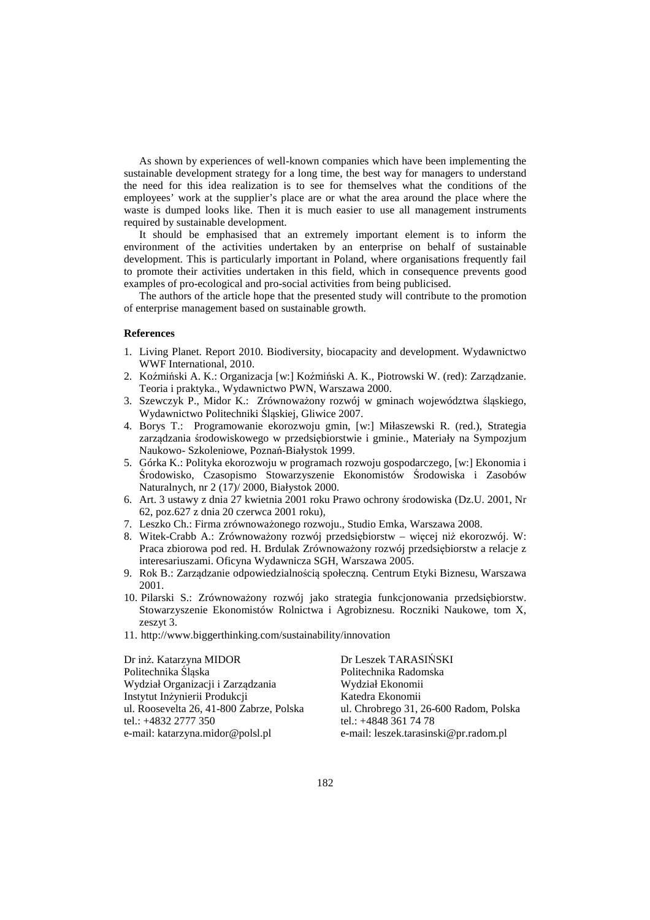As shown by experiences of well-known companies which have been implementing the sustainable development strategy for a long time, the best way for managers to understand the need for this idea realization is to see for themselves what the conditions of the employees' work at the supplier's place are or what the area around the place where the waste is dumped looks like. Then it is much easier to use all management instruments required by sustainable development.

It should be emphasised that an extremely important element is to inform the environment of the activities undertaken by an enterprise on behalf of sustainable development. This is particularly important in Poland, where organisations frequently fail to promote their activities undertaken in this field, which in consequence prevents good examples of pro-ecological and pro-social activities from being publicised.

The authors of the article hope that the presented study will contribute to the promotion of enterprise management based on sustainable growth.

### References

1. Living Planet. Report 2010. Biodiversity, biocapacity and development. Wydawnictwo WWF International, 2010.
2. Koźmiński A. K.: Organizacja [w:] Koźmiński A. K., Piotrowski W. (red): Zarządzanie. Teoria i praktyka., Wydawnictwo PWN, Warszawa 2000.
3. Szewczyk P., Midor K.: Zrównoważony rozwój w gminach województwa śląskiego, Wydawnictwo Politechniki Śląskiej, Gliwice 2007.
4. Borys T.: Programowanie ekorozwoju gmin, [w:] Miłaszewski R. (red.), Strategia zarządzania środowiskowego w przedsiębiorstwie i gminie., Materiały na Sympozjum Naukowo- Szkoleniowe, Poznań-Białystok 1999.
5. Górka K.: Polityka ekorozwoju w programach rozwoju gospodarczego, [w:] Ekonomia i Środowisko, Czasopismo Stowarzyszenie Ekonomistów Środowiska i Zasobów Naturalnych, nr 2 (17)/ 2000, Białystok 2000.
6. Art. 3 ustawy z dnia 27 kwietnia 2001 roku Prawo ochrony środowiska (Dz.U. 2001, Nr 62, poz.627 z dnia 20 czerwca 2001 roku),
7. Leszko Ch.: Firma zrównoważonego rozwoju., Studio Emka, Warszawa 2008.
8. Witek-Crabb A.: Zrównoważony rozwój przedsiębiorstw – więcej niż ekorozwój. W: Praca zbiorowa pod red. H. Brdulak Zrównoważony rozwój przedsiębiorstw a relacje z interesariuszami. Oficyna Wydawnicza SGH, Warszawa 2005.
9. Rok B.: Zarządzanie odpowiedzialnością społeczną. Centrum Etyki Biznesu, Warszawa 2001.
10. Pilarski S.: Zrównoważony rozwój jako strategia funkcjonowania przedsiębiorstw. Stowarzyszenie Ekonomistów Rolnictwa i Agrobiznesu. Roczniki Naukowe, tom X, zeszyt 3.
11. http://www.biggerthinking.com/sustainability/innovation

Dr inż. Katarzyna MIDOR
Politechnika Śląska
Wydział Organizacji i Zarządzania
Instytut Inżynierii Produkcji
ul. Roosevelta 26, 41-800 Zabrze, Polska
tel.: +4832 2777 350
e-mail: katarzyna.midor@polsl.pl

Dr Leszek TARASIŃSKI
Politechnika Radomska
Wydział Ekonomii
Katedra Ekonomii
ul. Chrobrego 31, 26-600 Radom, Polska
tel.: +4848 361 74 78
e-mail: leszek.tarasinski@pr.radom.pl